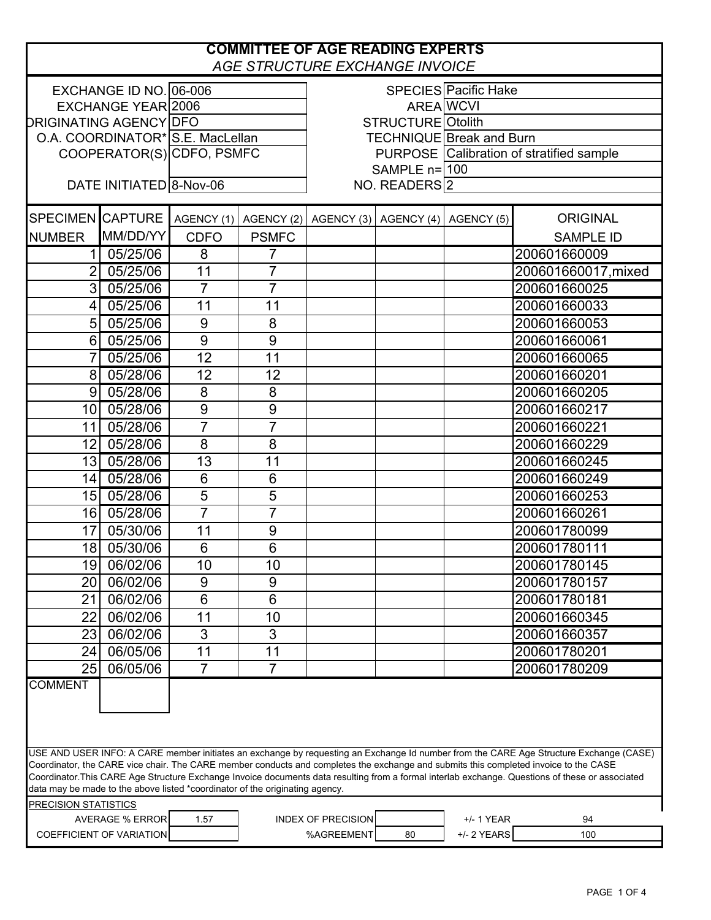# COMMITTEE OF AGE READING EXPERTS

*AGE STRUCTURE EXCHANGE INVOICE*

| | | | |
|---|---|---|---|
| EXCHANGE ID NO. | 06-006 | SPECIES | Pacific Hake |
| EXCHANGE YEAR | 2006 | AREA | WCVI |
| ORIGINATING AGENCY | DFO | STRUCTURE | Otolith |
| O.A. COORDINATOR* | S.E. MacLellan | TECHNIQUE | Break and Burn |
| COOPERATOR(S) | CDFO, PSMFC | PURPOSE | Calibration of stratified sample |
| | | SAMPLE n= | 100 |
| DATE INITIATED | 8-Nov-06 | NO. READERS | 2 |

| SPECIMEN NUMBER | CAPTURE MM/DD/YY | AGENCY (1) CDFO | AGENCY (2) PSMFC | AGENCY (3) | AGENCY (4) | AGENCY (5) | ORIGINAL SAMPLE ID |
|---|---|---|---|---|---|---|---|
| 1 | 05/25/06 | 8 | 7 | | | | 200601660009 |
| 2 | 05/25/06 | 11 | 7 | | | | 200601660017,mixed |
| 3 | 05/25/06 | 7 | 7 | | | | 200601660025 |
| 4 | 05/25/06 | 11 | 11 | | | | 200601660033 |
| 5 | 05/25/06 | 9 | 8 | | | | 200601660053 |
| 6 | 05/25/06 | 9 | 9 | | | | 200601660061 |
| 7 | 05/25/06 | 12 | 11 | | | | 200601660065 |
| 8 | 05/28/06 | 12 | 12 | | | | 200601660201 |
| 9 | 05/28/06 | 8 | 8 | | | | 200601660205 |
| 10 | 05/28/06 | 9 | 9 | | | | 200601660217 |
| 11 | 05/28/06 | 7 | 7 | | | | 200601660221 |
| 12 | 05/28/06 | 8 | 8 | | | | 200601660229 |
| 13 | 05/28/06 | 13 | 11 | | | | 200601660245 |
| 14 | 05/28/06 | 6 | 6 | | | | 200601660249 |
| 15 | 05/28/06 | 5 | 5 | | | | 200601660253 |
| 16 | 05/28/06 | 7 | 7 | | | | 200601660261 |
| 17 | 05/30/06 | 11 | 9 | | | | 200601780099 |
| 18 | 05/30/06 | 6 | 6 | | | | 200601780111 |
| 19 | 06/02/06 | 10 | 10 | | | | 200601780145 |
| 20 | 06/02/06 | 9 | 9 | | | | 200601780157 |
| 21 | 06/02/06 | 6 | 6 | | | | 200601780181 |
| 22 | 06/02/06 | 11 | 10 | | | | 200601660345 |
| 23 | 06/02/06 | 3 | 3 | | | | 200601660357 |
| 24 | 06/05/06 | 11 | 11 | | | | 200601780201 |
| 25 | 06/05/06 | 7 | 7 | | | | 200601780209 |

COMMENT

USE AND USER INFO: A CARE member initiates an exchange by requesting an Exchange Id number from the CARE Age Structure Exchange (CASE) Coordinator, the CARE vice chair. The CARE member conducts and completes the exchange and submits this completed invoice to the CASE Coordinator.This CARE Age Structure Exchange Invoice documents data resulting from a formal interlab exchange. Questions of these or associated data may be made to the above listed *coordinator of the originating agency.

PRECISION STATISTICS

| | | | | | |
|---|---|---|---|---|---|
| AVERAGE % ERROR | 1.57 | INDEX OF PRECISION | | +/- 1 YEAR | 94 |
| COEFFICIENT OF VARIATION | | %AGREEMENT | 80 | +/- 2 YEARS | 100 |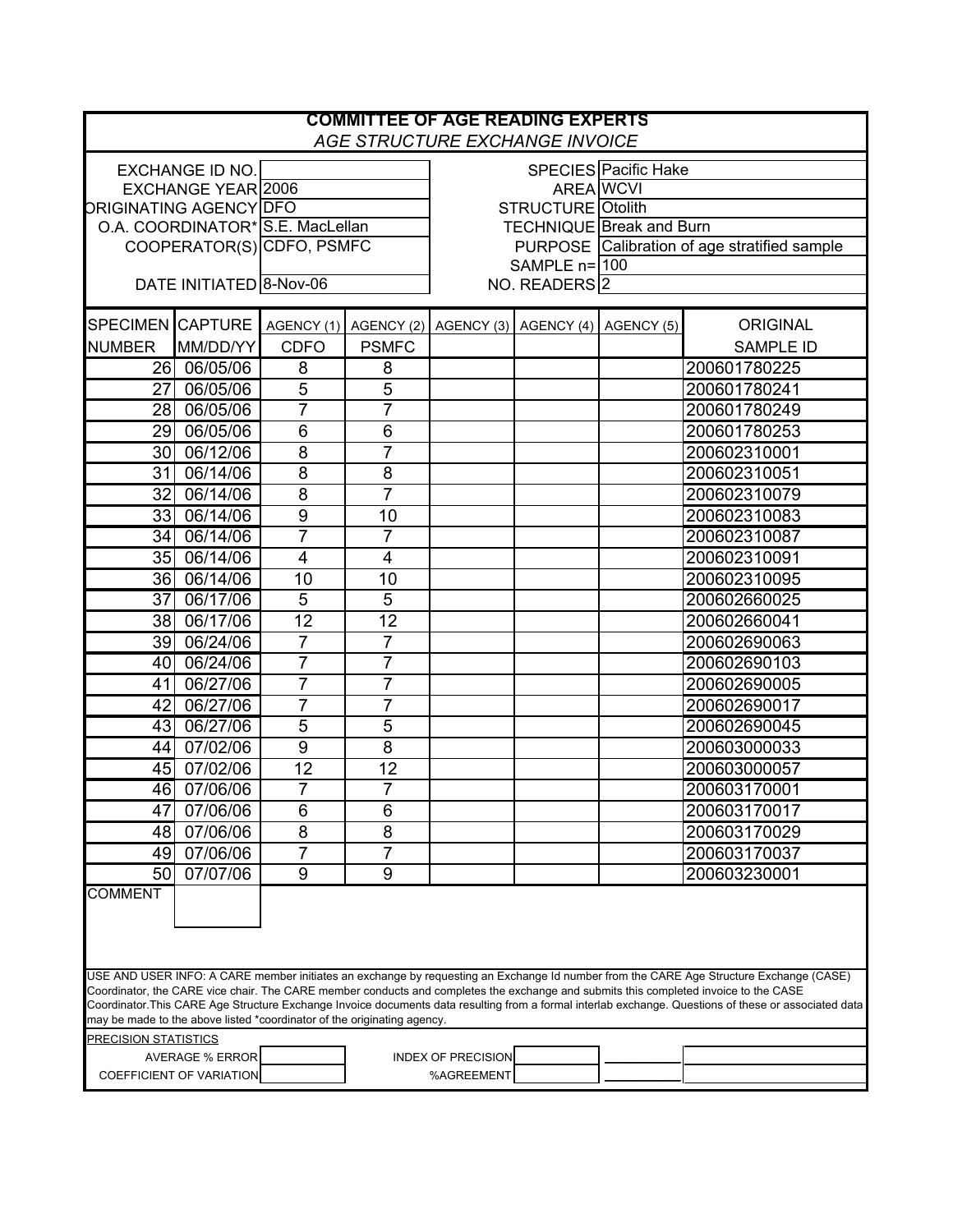# COMMITTEE OF AGE READING EXPERTS

*AGE STRUCTURE EXCHANGE INVOICE*

| | | | |
|---|---|---|---|
| EXCHANGE ID NO. | | SPECIES | Pacific Hake |
| EXCHANGE YEAR | 2006 | AREA | WCVI |
| ORIGINATING AGENCY | DFO | STRUCTURE | Otolith |
| O.A. COORDINATOR* | S.E. MacLellan | TECHNIQUE | Break and Burn |
| COOPERATOR(S) | CDFO, PSMFC | PURPOSE | Calibration of age stratified sample |
| | | SAMPLE n= | 100 |
| DATE INITIATED | 8-Nov-06 | NO. READERS | 2 |

| SPECIMEN | CAPTURE | AGENCY (1) | AGENCY (2) | AGENCY (3) | AGENCY (4) | AGENCY (5) | ORIGINAL |
|---|---|---|---|---|---|---|---|
| NUMBER | MM/DD/YY | CDFO | PSMFC | | | | SAMPLE ID |
| 26 | 06/05/06 | 8 | 8 | | | | 200601780225 |
| 27 | 06/05/06 | 5 | 5 | | | | 200601780241 |
| 28 | 06/05/06 | 7 | 7 | | | | 200601780249 |
| 29 | 06/05/06 | 6 | 6 | | | | 200601780253 |
| 30 | 06/12/06 | 8 | 7 | | | | 200602310001 |
| 31 | 06/14/06 | 8 | 8 | | | | 200602310051 |
| 32 | 06/14/06 | 8 | 7 | | | | 200602310079 |
| 33 | 06/14/06 | 9 | 10 | | | | 200602310083 |
| 34 | 06/14/06 | 7 | 7 | | | | 200602310087 |
| 35 | 06/14/06 | 4 | 4 | | | | 200602310091 |
| 36 | 06/14/06 | 10 | 10 | | | | 200602310095 |
| 37 | 06/17/06 | 5 | 5 | | | | 200602660025 |
| 38 | 06/17/06 | 12 | 12 | | | | 200602660041 |
| 39 | 06/24/06 | 7 | 7 | | | | 200602690063 |
| 40 | 06/24/06 | 7 | 7 | | | | 200602690103 |
| 41 | 06/27/06 | 7 | 7 | | | | 200602690005 |
| 42 | 06/27/06 | 7 | 7 | | | | 200602690017 |
| 43 | 06/27/06 | 5 | 5 | | | | 200602690045 |
| 44 | 07/02/06 | 9 | 8 | | | | 200603000033 |
| 45 | 07/02/06 | 12 | 12 | | | | 200603000057 |
| 46 | 07/06/06 | 7 | 7 | | | | 200603170001 |
| 47 | 07/06/06 | 6 | 6 | | | | 200603170017 |
| 48 | 07/06/06 | 8 | 8 | | | | 200603170029 |
| 49 | 07/06/06 | 7 | 7 | | | | 200603170037 |
| 50 | 07/07/06 | 9 | 9 | | | | 200603230001 |

COMMENT

USE AND USER INFO: A CARE member initiates an exchange by requesting an Exchange Id number from the CARE Age Structure Exchange (CASE) Coordinator, the CARE vice chair. The CARE member conducts and completes the exchange and submits this completed invoice to the CASE Coordinator.This CARE Age Structure Exchange Invoice documents data resulting from a formal interlab exchange. Questions of these or associated data may be made to the above listed *coordinator of the originating agency.

PRECISION STATISTICS

| | | | |
|---|---|---|---|
| AVERAGE % ERROR | | INDEX OF PRECISION | |
| COEFFICIENT OF VARIATION | | %AGREEMENT | |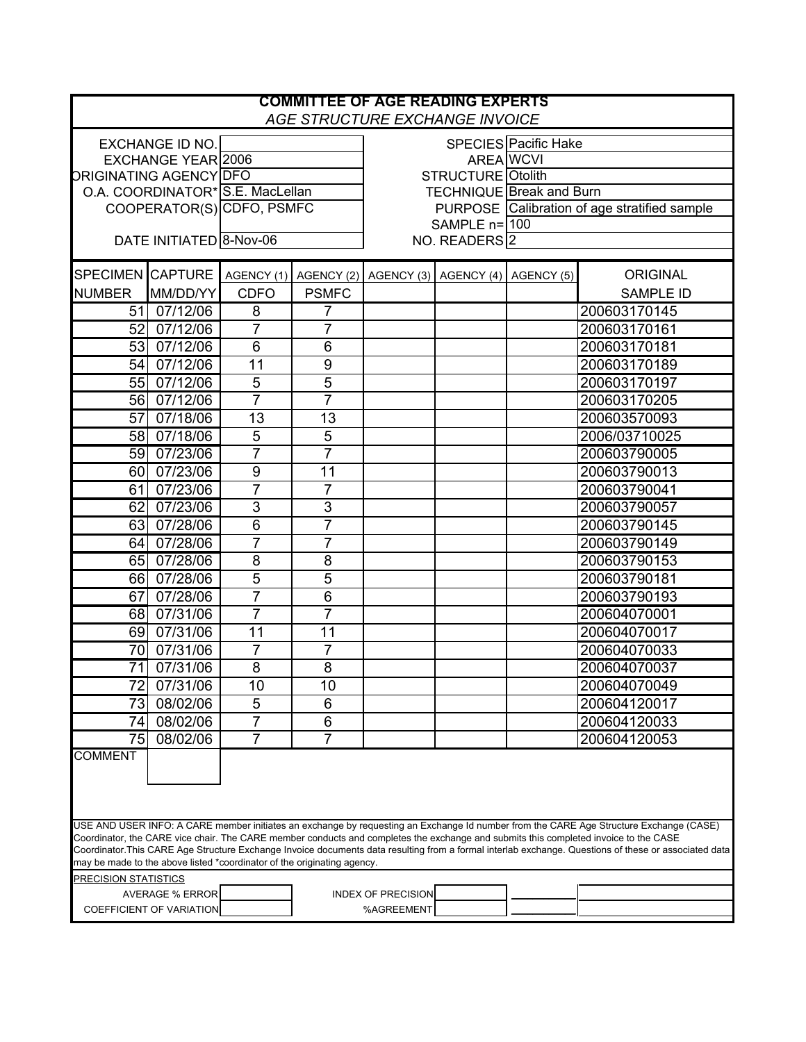# COMMITTEE OF AGE READING EXPERTS

*AGE STRUCTURE EXCHANGE INVOICE*

| | | | |
|---|---|---|---|
| EXCHANGE ID NO. | | SPECIES | Pacific Hake |
| EXCHANGE YEAR | 2006 | AREA | WCVI |
| ORIGINATING AGENCY | DFO | STRUCTURE | Otolith |
| O.A. COORDINATOR* | S.E. MacLellan | TECHNIQUE | Break and Burn |
| COOPERATOR(S) | CDFO, PSMFC | PURPOSE | Calibration of age stratified sample |
| | | SAMPLE n= | 100 |
| DATE INITIATED | 8-Nov-06 | NO. READERS | 2 |

| SPECIMEN NUMBER | CAPTURE MM/DD/YY | AGENCY (1) CDFO | AGENCY (2) PSMFC | AGENCY (3) | AGENCY (4) | AGENCY (5) | ORIGINAL SAMPLE ID |
|---|---|---|---|---|---|---|---|
| 51 | 07/12/06 | 8 | 7 | | | | 200603170145 |
| 52 | 07/12/06 | 7 | 7 | | | | 200603170161 |
| 53 | 07/12/06 | 6 | 6 | | | | 200603170181 |
| 54 | 07/12/06 | 11 | 9 | | | | 200603170189 |
| 55 | 07/12/06 | 5 | 5 | | | | 200603170197 |
| 56 | 07/12/06 | 7 | 7 | | | | 200603170205 |
| 57 | 07/18/06 | 13 | 13 | | | | 200603570093 |
| 58 | 07/18/06 | 5 | 5 | | | | 2006/03710025 |
| 59 | 07/23/06 | 7 | 7 | | | | 200603790005 |
| 60 | 07/23/06 | 9 | 11 | | | | 200603790013 |
| 61 | 07/23/06 | 7 | 7 | | | | 200603790041 |
| 62 | 07/23/06 | 3 | 3 | | | | 200603790057 |
| 63 | 07/28/06 | 6 | 7 | | | | 200603790145 |
| 64 | 07/28/06 | 7 | 7 | | | | 200603790149 |
| 65 | 07/28/06 | 8 | 8 | | | | 200603790153 |
| 66 | 07/28/06 | 5 | 5 | | | | 200603790181 |
| 67 | 07/28/06 | 7 | 6 | | | | 200603790193 |
| 68 | 07/31/06 | 7 | 7 | | | | 200604070001 |
| 69 | 07/31/06 | 11 | 11 | | | | 200604070017 |
| 70 | 07/31/06 | 7 | 7 | | | | 200604070033 |
| 71 | 07/31/06 | 8 | 8 | | | | 200604070037 |
| 72 | 07/31/06 | 10 | 10 | | | | 200604070049 |
| 73 | 08/02/06 | 5 | 6 | | | | 200604120017 |
| 74 | 08/02/06 | 7 | 6 | | | | 200604120033 |
| 75 | 08/02/06 | 7 | 7 | | | | 200604120053 |

COMMENT

USE AND USER INFO: A CARE member initiates an exchange by requesting an Exchange Id number from the CARE Age Structure Exchange (CASE) Coordinator, the CARE vice chair. The CARE member conducts and completes the exchange and submits this completed invoice to the CASE Coordinator.This CARE Age Structure Exchange Invoice documents data resulting from a formal interlab exchange. Questions of these or associated data may be made to the above listed *coordinator of the originating agency.

PRECISION STATISTICS

| | | | |
|---|---|---|---|
| AVERAGE % ERROR | | INDEX OF PRECISION | |
| COEFFICIENT OF VARIATION | | %AGREEMENT | |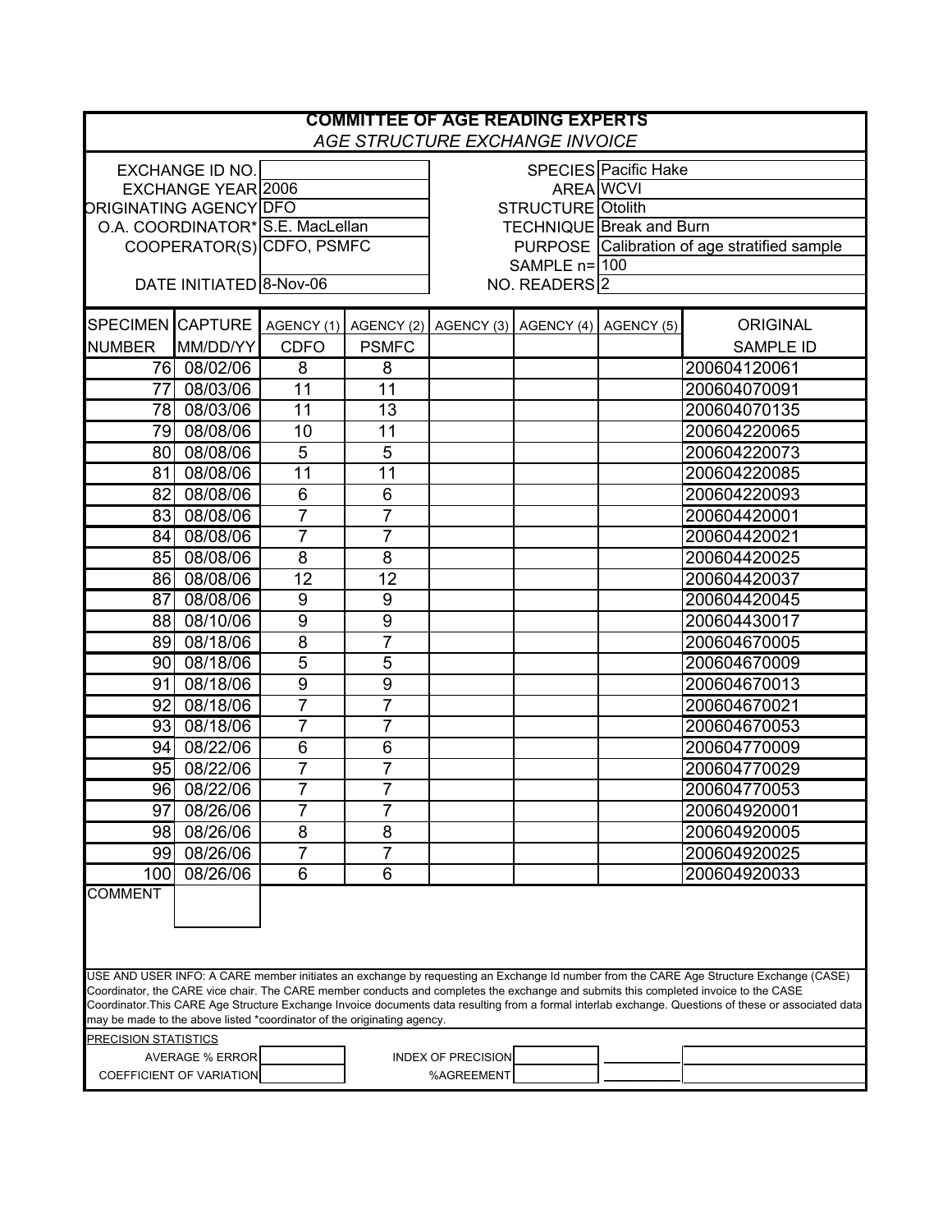# COMMITTEE OF AGE READING EXPERTS

*AGE STRUCTURE EXCHANGE INVOICE*

| | | | |
|---|---|---|---|
| EXCHANGE ID NO. | | SPECIES | Pacific Hake |
| EXCHANGE YEAR | 2006 | AREA | WCVI |
| ORIGINATING AGENCY | DFO | STRUCTURE | Otolith |
| O.A. COORDINATOR* | S.E. MacLellan | TECHNIQUE | Break and Burn |
| COOPERATOR(S) | CDFO, PSMFC | PURPOSE | Calibration of age stratified sample |
| | | SAMPLE n= | 100 |
| DATE INITIATED | 8-Nov-06 | NO. READERS | 2 |

| SPECIMEN NUMBER | CAPTURE MM/DD/YY | AGENCY (1) CDFO | AGENCY (2) PSMFC | AGENCY (3) | AGENCY (4) | AGENCY (5) | ORIGINAL SAMPLE ID |
|---|---|---|---|---|---|---|---|
| 76 | 08/02/06 | 8 | 8 | | | | 200604120061 |
| 77 | 08/03/06 | 11 | 11 | | | | 200604070091 |
| 78 | 08/03/06 | 11 | 13 | | | | 200604070135 |
| 79 | 08/08/06 | 10 | 11 | | | | 200604220065 |
| 80 | 08/08/06 | 5 | 5 | | | | 200604220073 |
| 81 | 08/08/06 | 11 | 11 | | | | 200604220085 |
| 82 | 08/08/06 | 6 | 6 | | | | 200604220093 |
| 83 | 08/08/06 | 7 | 7 | | | | 200604420001 |
| 84 | 08/08/06 | 7 | 7 | | | | 200604420021 |
| 85 | 08/08/06 | 8 | 8 | | | | 200604420025 |
| 86 | 08/08/06 | 12 | 12 | | | | 200604420037 |
| 87 | 08/08/06 | 9 | 9 | | | | 200604420045 |
| 88 | 08/10/06 | 9 | 9 | | | | 200604430017 |
| 89 | 08/18/06 | 8 | 7 | | | | 200604670005 |
| 90 | 08/18/06 | 5 | 5 | | | | 200604670009 |
| 91 | 08/18/06 | 9 | 9 | | | | 200604670013 |
| 92 | 08/18/06 | 7 | 7 | | | | 200604670021 |
| 93 | 08/18/06 | 7 | 7 | | | | 200604670053 |
| 94 | 08/22/06 | 6 | 6 | | | | 200604770009 |
| 95 | 08/22/06 | 7 | 7 | | | | 200604770029 |
| 96 | 08/22/06 | 7 | 7 | | | | 200604770053 |
| 97 | 08/26/06 | 7 | 7 | | | | 200604920001 |
| 98 | 08/26/06 | 8 | 8 | | | | 200604920005 |
| 99 | 08/26/06 | 7 | 7 | | | | 200604920025 |
| 100 | 08/26/06 | 6 | 6 | | | | 200604920033 |

COMMENT

USE AND USER INFO: A CARE member initiates an exchange by requesting an Exchange Id number from the CARE Age Structure Exchange (CASE) Coordinator, the CARE vice chair. The CARE member conducts and completes the exchange and submits this completed invoice to the CASE Coordinator.This CARE Age Structure Exchange Invoice documents data resulting from a formal interlab exchange. Questions of these or associated data may be made to the above listed *coordinator of the originating agency.

PRECISION STATISTICS

| | | | |
|---|---|---|---|
| AVERAGE % ERROR | | INDEX OF PRECISION | |
| COEFFICIENT OF VARIATION | | %AGREEMENT | |